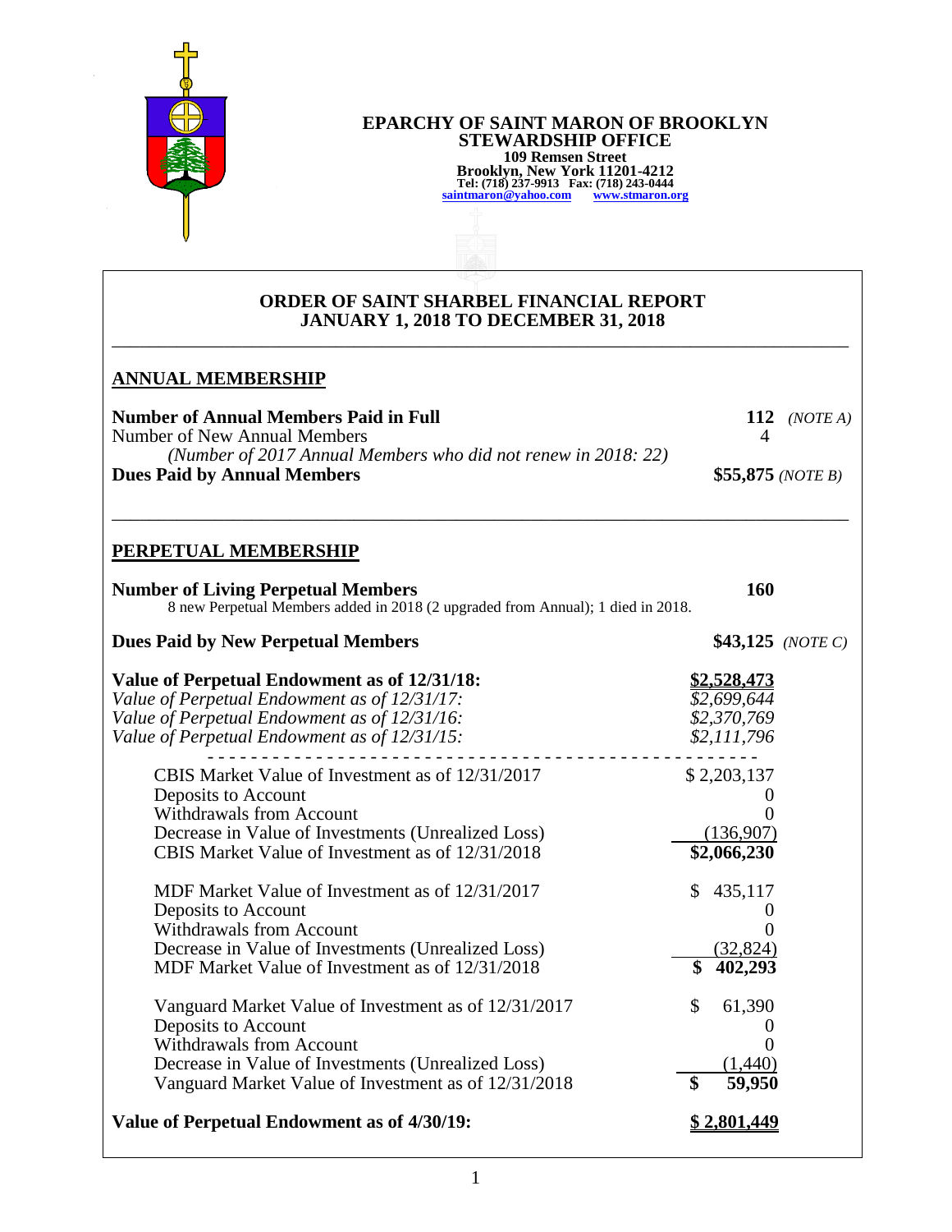**EPARCHY OF SAINT MARON OF BROOKLYN**
**STEWARDSHIP OFFICE**
**109 Remsen Street**
**Brooklyn, New York 11201-4212**
**Tel: (718) 237-9913 Fax: (718) 243-0444**
**saintmaron@yahoo.com www.stmaron.org**

## ORDER OF SAINT SHARBEL FINANCIAL REPORT
## JANUARY 1, 2018 TO DECEMBER 31, 2018

### ANNUAL MEMBERSHIP

| | | |
|---|---|---|
| **Number of Annual Members Paid in Full** | **112** | *(NOTE A)* |
| Number of New Annual Members | 4 | |
| *(Number of 2017 Annual Members who did not renew in 2018: 22)* | | |
| **Dues Paid by Annual Members** | **$55,875** | *(NOTE B)* |

### PERPETUAL MEMBERSHIP

| | | |
|---|---|---|
| **Number of Living Perpetual Members** | **160** | |
| 8 new Perpetual Members added in 2018 (2 upgraded from Annual); 1 died in 2018. | | |
| **Dues Paid by New Perpetual Members** | **$43,125** | *(NOTE C)* |

| | |
|---|---|
| **Value of Perpetual Endowment as of 12/31/18:** | **$2,528,473** |
| *Value of Perpetual Endowment as of 12/31/17:* | *$2,699,644* |
| *Value of Perpetual Endowment as of 12/31/16:* | *$2,370,769* |
| *Value of Perpetual Endowment as of 12/31/15:* | *$2,111,796* |

| | |
|---|---|
| CBIS Market Value of Investment as of 12/31/2017 | $ 2,203,137 |
| Deposits to Account | 0 |
| Withdrawals from Account | 0 |
| Decrease in Value of Investments (Unrealized Loss) | (136,907) |
| CBIS Market Value of Investment as of 12/31/2018 | **$2,066,230** |
| | |
| MDF Market Value of Investment as of 12/31/2017 | $ 435,117 |
| Deposits to Account | 0 |
| Withdrawals from Account | 0 |
| Decrease in Value of Investments (Unrealized Loss) | (32,824) |
| MDF Market Value of Investment as of 12/31/2018 | **$ 402,293** |
| | |
| Vanguard Market Value of Investment as of 12/31/2017 | $ 61,390 |
| Deposits to Account | 0 |
| Withdrawals from Account | 0 |
| Decrease in Value of Investments (Unrealized Loss) | (1,440) |
| Vanguard Market Value of Investment as of 12/31/2018 | **$ 59,950** |

**Value of Perpetual Endowment as of 4/30/19:** **$ 2,801,449**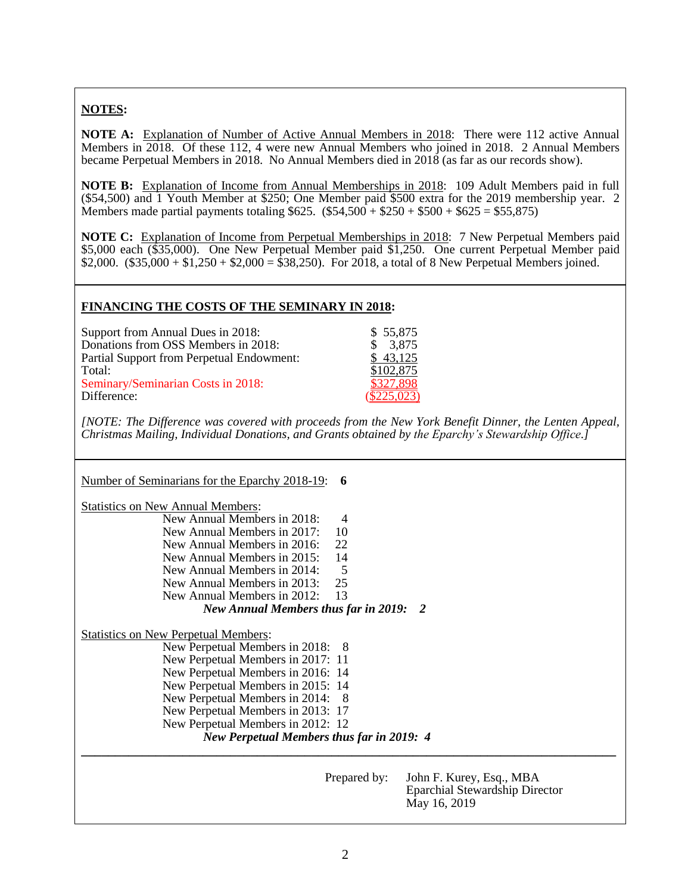**NOTES:**

**NOTE A:** Explanation of Number of Active Annual Members in 2018: There were 112 active Annual Members in 2018. Of these 112, 4 were new Annual Members who joined in 2018. 2 Annual Members became Perpetual Members in 2018. No Annual Members died in 2018 (as far as our records show).

**NOTE B:** Explanation of Income from Annual Memberships in 2018: 109 Adult Members paid in full ($54,500) and 1 Youth Member at $250; One Member paid $500 extra for the 2019 membership year. 2 Members made partial payments totaling $625. ($54,500 + $250 + $500 + $625 = $55,875)

**NOTE C:** Explanation of Income from Perpetual Memberships in 2018: 7 New Perpetual Members paid $5,000 each ($35,000). One New Perpetual Member paid $1,250. One current Perpetual Member paid $2,000. ($35,000 + $1,250 + $2,000 = $38,250). For 2018, a total of 8 New Perpetual Members joined.

**FINANCING THE COSTS OF THE SEMINARY IN 2018:**

| | |
|---|---|
| Support from Annual Dues in 2018: | $ 55,875 |
| Donations from OSS Members in 2018: | $ 3,875 |
| Partial Support from Perpetual Endowment: | $ 43,125 |
| Total: | $102,875 |
| Seminary/Seminarian Costs in 2018: | $327,898 |
| Difference: | ($225,023) |

*[NOTE: The Difference was covered with proceeds from the New York Benefit Dinner, the Lenten Appeal, Christmas Mailing, Individual Donations, and Grants obtained by the Eparchy's Stewardship Office.]*

Number of Seminarians for the Eparchy 2018-19: **6**

Statistics on New Annual Members:

| | |
|---|---|
| New Annual Members in 2018: | 4 |
| New Annual Members in 2017: | 10 |
| New Annual Members in 2016: | 22 |
| New Annual Members in 2015: | 14 |
| New Annual Members in 2014: | 5 |
| New Annual Members in 2013: | 25 |
| New Annual Members in 2012: | 13 |

***New Annual Members thus far in 2019: 2***

Statistics on New Perpetual Members:

| | |
|---|---|
| New Perpetual Members in 2018: | 8 |
| New Perpetual Members in 2017: | 11 |
| New Perpetual Members in 2016: | 14 |
| New Perpetual Members in 2015: | 14 |
| New Perpetual Members in 2014: | 8 |
| New Perpetual Members in 2013: | 17 |
| New Perpetual Members in 2012: | 12 |

***New Perpetual Members thus far in 2019: 4***

---

Prepared by: John F. Kurey, Esq., MBA
Eparchial Stewardship Director
May 16, 2019